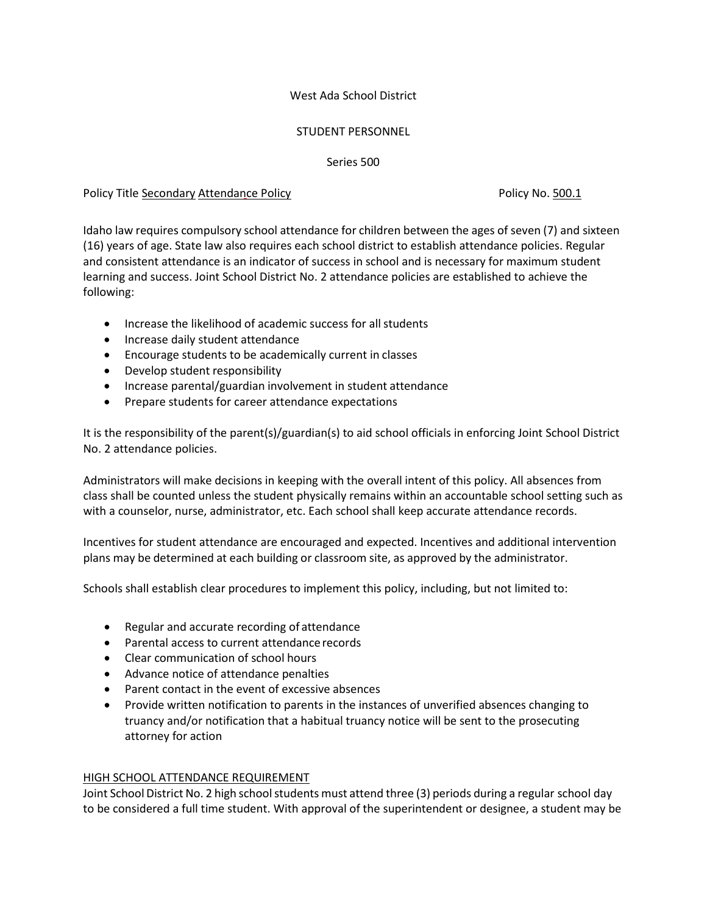West Ada School District

STUDENT PERSONNEL

Series 500

Policy Title <u>Secondary</u> <u>Attendance Policy</u> Policy No. <u>500.1</u>

Idaho law requires compulsory school attendance for children between the ages of seven (7) and sixteen (16) years of age. State law also requires each school district to establish attendance policies. Regular and consistent attendance is an indicator of success in school and is necessary for maximum student learning and success. Joint School District No. 2 attendance policies are established to achieve the following:

- Increase the likelihood of academic success for all students
- Increase daily student attendance
- Encourage students to be academically current in classes
- Develop student responsibility
- Increase parental/guardian involvement in student attendance
- Prepare students for career attendance expectations

It is the responsibility of the parent(s)/guardian(s) to aid school officials in enforcing Joint School District No. 2 attendance policies.

Administrators will make decisions in keeping with the overall intent of this policy. All absences from class shall be counted unless the student physically remains within an accountable school setting such as with a counselor, nurse, administrator, etc. Each school shall keep accurate attendance records.

Incentives for student attendance are encouraged and expected. Incentives and additional intervention plans may be determined at each building or classroom site, as approved by the administrator.

Schools shall establish clear procedures to implement this policy, including, but not limited to:

- Regular and accurate recording of attendance
- Parental access to current attendance records
- Clear communication of school hours
- Advance notice of attendance penalties
- Parent contact in the event of excessive absences
- Provide written notification to parents in the instances of unverified absences changing to truancy and/or notification that a habitual truancy notice will be sent to the prosecuting attorney for action

<u>HIGH SCHOOL ATTENDANCE REQUIREMENT</u>

Joint School District No. 2 high school students must attend three (3) periods during a regular school day to be considered a full time student. With approval of the superintendent or designee, a student may be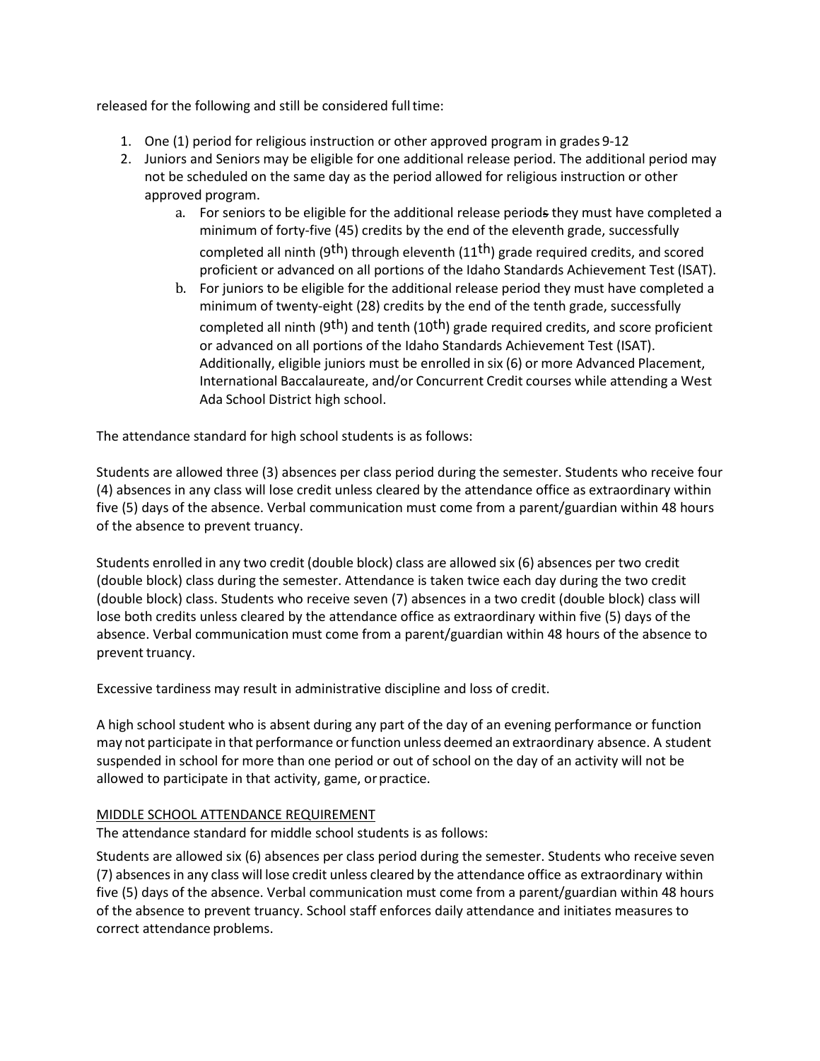released for the following and still be considered full time:

1. One (1) period for religious instruction or other approved program in grades 9-12
2. Juniors and Seniors may be eligible for one additional release period. The additional period may not be scheduled on the same day as the period allowed for religious instruction or other approved program.
    a. For seniors to be eligible for the additional release periods they must have completed a minimum of forty-five (45) credits by the end of the eleventh grade, successfully completed all ninth (9th) through eleventh (11th) grade required credits, and scored proficient or advanced on all portions of the Idaho Standards Achievement Test (ISAT).
    b. For juniors to be eligible for the additional release period they must have completed a minimum of twenty-eight (28) credits by the end of the tenth grade, successfully completed all ninth (9th) and tenth (10th) grade required credits, and score proficient or advanced on all portions of the Idaho Standards Achievement Test (ISAT). Additionally, eligible juniors must be enrolled in six (6) or more Advanced Placement, International Baccalaureate, and/or Concurrent Credit courses while attending a West Ada School District high school.

The attendance standard for high school students is as follows:

Students are allowed three (3) absences per class period during the semester. Students who receive four (4) absences in any class will lose credit unless cleared by the attendance office as extraordinary within five (5) days of the absence. Verbal communication must come from a parent/guardian within 48 hours of the absence to prevent truancy.

Students enrolled in any two credit (double block) class are allowed six (6) absences per two credit (double block) class during the semester. Attendance is taken twice each day during the two credit (double block) class. Students who receive seven (7) absences in a two credit (double block) class will lose both credits unless cleared by the attendance office as extraordinary within five (5) days of the absence. Verbal communication must come from a parent/guardian within 48 hours of the absence to prevent truancy.

Excessive tardiness may result in administrative discipline and loss of credit.

A high school student who is absent during any part of the day of an evening performance or function may not participate in that performance or function unless deemed an extraordinary absence. A student suspended in school for more than one period or out of school on the day of an activity will not be allowed to participate in that activity, game, or practice.

MIDDLE SCHOOL ATTENDANCE REQUIREMENT

The attendance standard for middle school students is as follows:

Students are allowed six (6) absences per class period during the semester. Students who receive seven (7) absences in any class will lose credit unless cleared by the attendance office as extraordinary within five (5) days of the absence. Verbal communication must come from a parent/guardian within 48 hours of the absence to prevent truancy. School staff enforces daily attendance and initiates measures to correct attendance problems.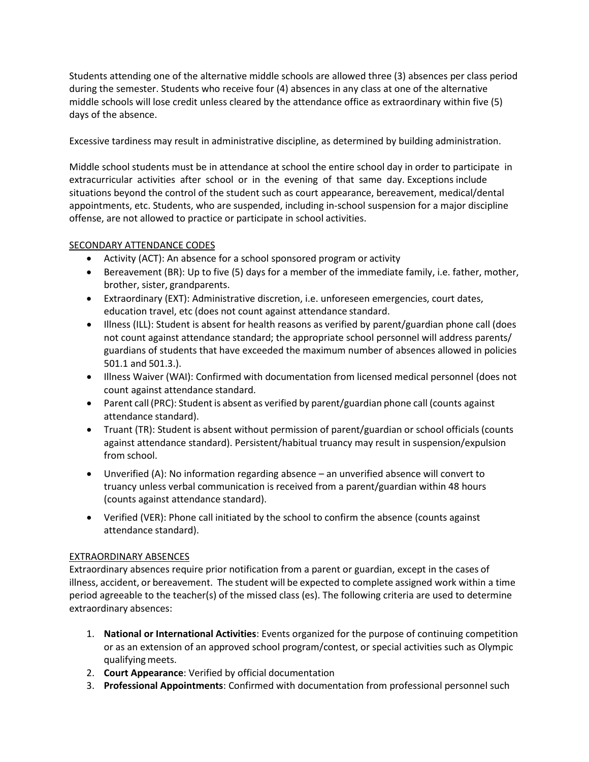Students attending one of the alternative middle schools are allowed three (3) absences per class period during the semester. Students who receive four (4) absences in any class at one of the alternative middle schools will lose credit unless cleared by the attendance office as extraordinary within five (5) days of the absence.

Excessive tardiness may result in administrative discipline, as determined by building administration.

Middle school students must be in attendance at school the entire school day in order to participate in extracurricular activities after school or in the evening of that same day. Exceptions include situations beyond the control of the student such as court appearance, bereavement, medical/dental appointments, etc. Students, who are suspended, including in-school suspension for a major discipline offense, are not allowed to practice or participate in school activities.

SECONDARY ATTENDANCE CODES

- Activity (ACT): An absence for a school sponsored program or activity
- Bereavement (BR): Up to five (5) days for a member of the immediate family, i.e. father, mother, brother, sister, grandparents.
- Extraordinary (EXT): Administrative discretion, i.e. unforeseen emergencies, court dates, education travel, etc (does not count against attendance standard.
- Illness (ILL): Student is absent for health reasons as verified by parent/guardian phone call (does not count against attendance standard; the appropriate school personnel will address parents/ guardians of students that have exceeded the maximum number of absences allowed in policies 501.1 and 501.3.).
- Illness Waiver (WAI): Confirmed with documentation from licensed medical personnel (does not count against attendance standard.
- Parent call (PRC): Student is absent as verified by parent/guardian phone call (counts against attendance standard).
- Truant (TR): Student is absent without permission of parent/guardian or school officials (counts against attendance standard). Persistent/habitual truancy may result in suspension/expulsion from school.
- Unverified (A): No information regarding absence – an unverified absence will convert to truancy unless verbal communication is received from a parent/guardian within 48 hours (counts against attendance standard).
- Verified (VER): Phone call initiated by the school to confirm the absence (counts against attendance standard).

EXTRAORDINARY ABSENCES

Extraordinary absences require prior notification from a parent or guardian, except in the cases of illness, accident, or bereavement. The student will be expected to complete assigned work within a time period agreeable to the teacher(s) of the missed class (es). The following criteria are used to determine extraordinary absences:

1. **National or International Activities**: Events organized for the purpose of continuing competition or as an extension of an approved school program/contest, or special activities such as Olympic qualifying meets.
2. **Court Appearance**: Verified by official documentation
3. **Professional Appointments**: Confirmed with documentation from professional personnel such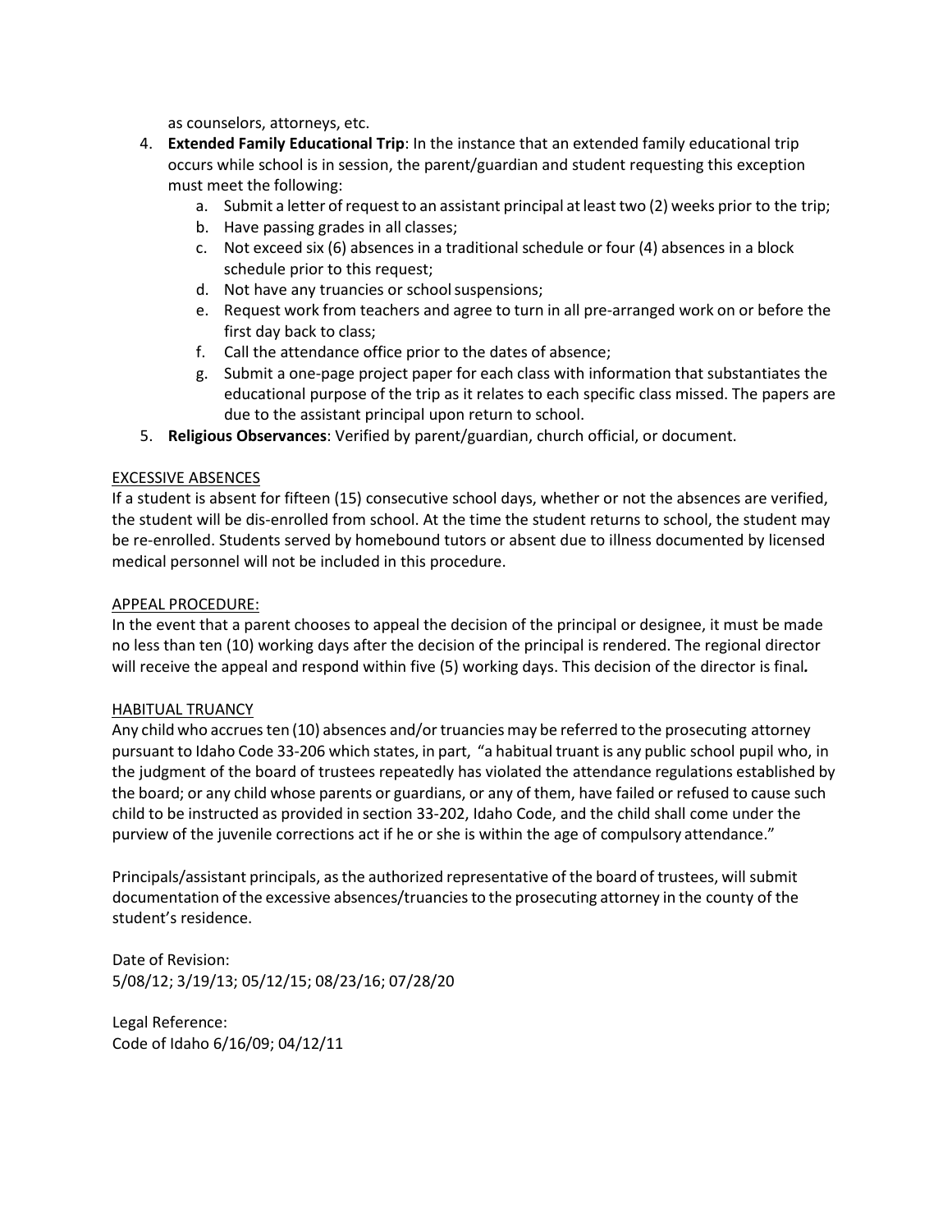as counselors, attorneys, etc.

4. **Extended Family Educational Trip**: In the instance that an extended family educational trip occurs while school is in session, the parent/guardian and student requesting this exception must meet the following:
   a. Submit a letter of request to an assistant principal at least two (2) weeks prior to the trip;
   b. Have passing grades in all classes;
   c. Not exceed six (6) absences in a traditional schedule or four (4) absences in a block schedule prior to this request;
   d. Not have any truancies or school suspensions;
   e. Request work from teachers and agree to turn in all pre-arranged work on or before the first day back to class;
   f. Call the attendance office prior to the dates of absence;
   g. Submit a one-page project paper for each class with information that substantiates the educational purpose of the trip as it relates to each specific class missed. The papers are due to the assistant principal upon return to school.
5. **Religious Observances**: Verified by parent/guardian, church official, or document.

EXCESSIVE ABSENCES

If a student is absent for fifteen (15) consecutive school days, whether or not the absences are verified, the student will be dis-enrolled from school. At the time the student returns to school, the student may be re-enrolled. Students served by homebound tutors or absent due to illness documented by licensed medical personnel will not be included in this procedure.

APPEAL PROCEDURE:

In the event that a parent chooses to appeal the decision of the principal or designee, it must be made no less than ten (10) working days after the decision of the principal is rendered. The regional director will receive the appeal and respond within five (5) working days. This decision of the director is final*.*

HABITUAL TRUANCY

Any child who accrues ten (10) absences and/or truancies may be referred to the prosecuting attorney pursuant to Idaho Code 33-206 which states, in part, "a habitual truant is any public school pupil who, in the judgment of the board of trustees repeatedly has violated the attendance regulations established by the board; or any child whose parents or guardians, or any of them, have failed or refused to cause such child to be instructed as provided in section 33-202, Idaho Code, and the child shall come under the purview of the juvenile corrections act if he or she is within the age of compulsory attendance."

Principals/assistant principals, as the authorized representative of the board of trustees, will submit documentation of the excessive absences/truancies to the prosecuting attorney in the county of the student's residence.

Date of Revision:
5/08/12; 3/19/13; 05/12/15; 08/23/16; 07/28/20

Legal Reference:
Code of Idaho 6/16/09; 04/12/11